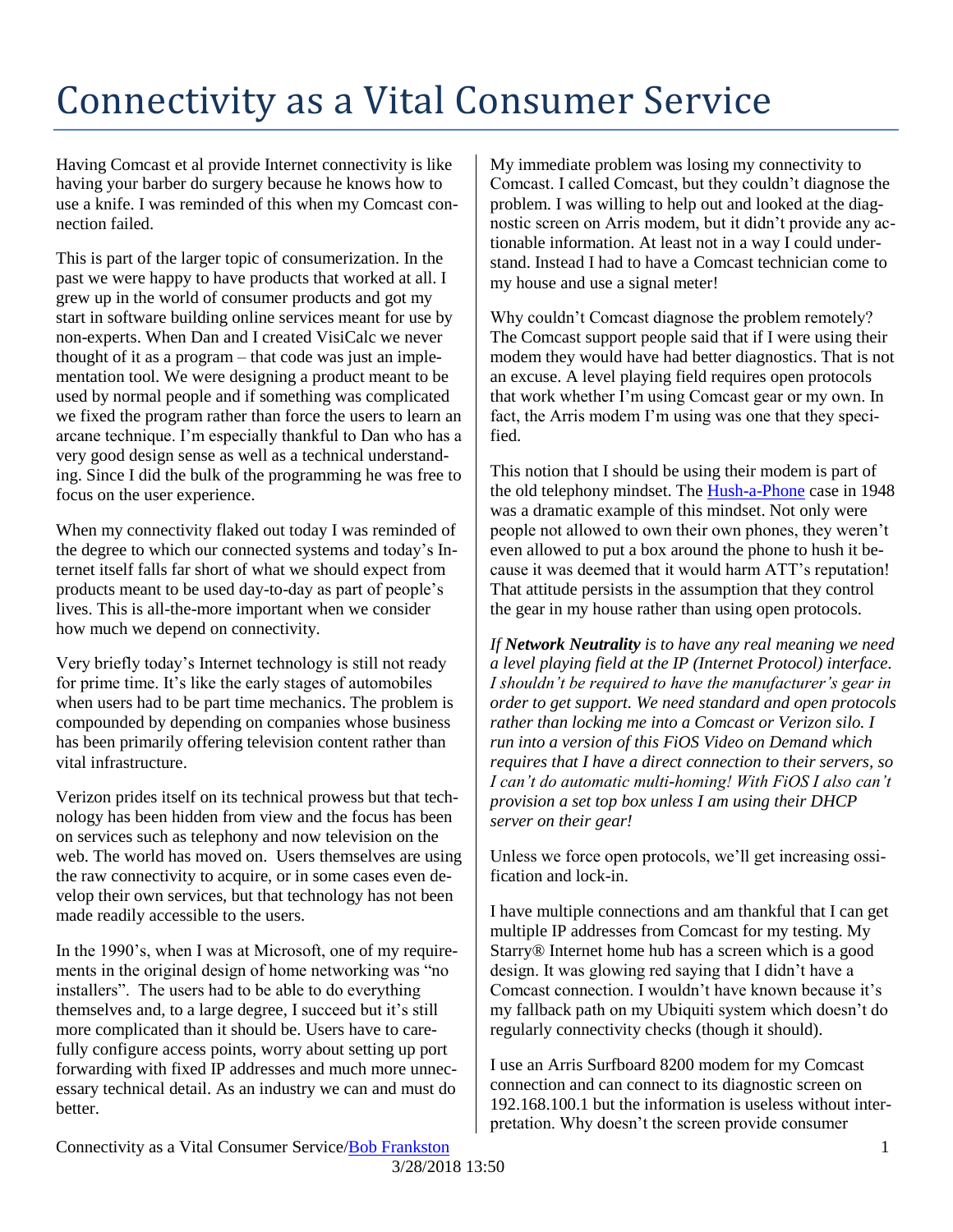# Connectivity as a Vital Consumer Service

Having Comcast et al provide Internet connectivity is like having your barber do surgery because he knows how to use a knife. I was reminded of this when my Comcast connection failed.

This is part of the larger topic of consumerization. In the past we were happy to have products that worked at all. I grew up in the world of consumer products and got my start in software building online services meant for use by non-experts. When Dan and I created VisiCalc we never thought of it as a program – that code was just an implementation tool. We were designing a product meant to be used by normal people and if something was complicated we fixed the program rather than force the users to learn an arcane technique. I'm especially thankful to Dan who has a very good design sense as well as a technical understanding. Since I did the bulk of the programming he was free to focus on the user experience.

When my connectivity flaked out today I was reminded of the degree to which our connected systems and today's Internet itself falls far short of what we should expect from products meant to be used day-to-day as part of people's lives. This is all-the-more important when we consider how much we depend on connectivity.

Very briefly today's Internet technology is still not ready for prime time. It's like the early stages of automobiles when users had to be part time mechanics. The problem is compounded by depending on companies whose business has been primarily offering television content rather than vital infrastructure.

Verizon prides itself on its technical prowess but that technology has been hidden from view and the focus has been on services such as telephony and now television on the web. The world has moved on. Users themselves are using the raw connectivity to acquire, or in some cases even develop their own services, but that technology has not been made readily accessible to the users.

In the 1990's, when I was at Microsoft, one of my requirements in the original design of home networking was "no installers". The users had to be able to do everything themselves and, to a large degree, I succeed but it's still more complicated than it should be. Users have to carefully configure access points, worry about setting up port forwarding with fixed IP addresses and much more unnecessary technical detail. As an industry we can and must do better.

My immediate problem was losing my connectivity to Comcast. I called Comcast, but they couldn't diagnose the problem. I was willing to help out and looked at the diagnostic screen on Arris modem, but it didn't provide any actionable information. At least not in a way I could understand. Instead I had to have a Comcast technician come to my house and use a signal meter!

Why couldn't Comcast diagnose the problem remotely? The Comcast support people said that if I were using their modem they would have had better diagnostics. That is not an excuse. A level playing field requires open protocols that work whether I'm using Comcast gear or my own. In fact, the Arris modem I'm using was one that they specified.

This notion that I should be using their modem is part of the old telephony mindset. The Hush-a-Phone case in 1948 was a dramatic example of this mindset. Not only were people not allowed to own their own phones, they weren't even allowed to put a box around the phone to hush it because it was deemed that it would harm ATT's reputation! That attitude persists in the assumption that they control the gear in my house rather than using open protocols.

*If **Network Neutrality** is to have any real meaning we need a level playing field at the IP (Internet Protocol) interface. I shouldn't be required to have the manufacturer's gear in order to get support. We need standard and open protocols rather than locking me into a Comcast or Verizon silo. I run into a version of this FiOS Video on Demand which requires that I have a direct connection to their servers, so I can't do automatic multi-homing! With FiOS I also can't provision a set top box unless I am using their DHCP server on their gear!*

Unless we force open protocols, we'll get increasing ossification and lock-in.

I have multiple connections and am thankful that I can get multiple IP addresses from Comcast for my testing. My Starry® Internet home hub has a screen which is a good design. It was glowing red saying that I didn't have a Comcast connection. I wouldn't have known because it's my fallback path on my Ubiquiti system which doesn't do regularly connectivity checks (though it should).

I use an Arris Surfboard 8200 modem for my Comcast connection and can connect to its diagnostic screen on 192.168.100.1 but the information is useless without interpretation. Why doesn't the screen provide consumer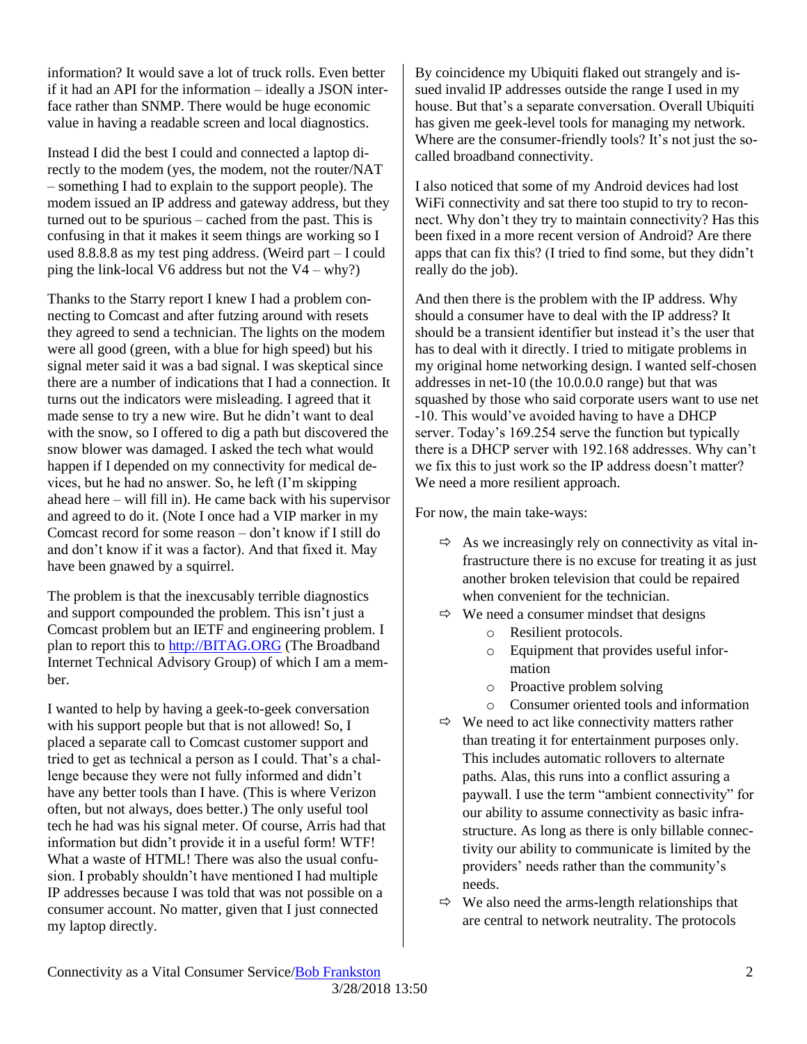information? It would save a lot of truck rolls. Even better if it had an API for the information – ideally a JSON interface rather than SNMP. There would be huge economic value in having a readable screen and local diagnostics.

Instead I did the best I could and connected a laptop directly to the modem (yes, the modem, not the router/NAT – something I had to explain to the support people). The modem issued an IP address and gateway address, but they turned out to be spurious – cached from the past. This is confusing in that it makes it seem things are working so I used 8.8.8.8 as my test ping address. (Weird part – I could ping the link-local V6 address but not the V4 – why?)

Thanks to the Starry report I knew I had a problem connecting to Comcast and after futzing around with resets they agreed to send a technician. The lights on the modem were all good (green, with a blue for high speed) but his signal meter said it was a bad signal. I was skeptical since there are a number of indications that I had a connection. It turns out the indicators were misleading. I agreed that it made sense to try a new wire. But he didn't want to deal with the snow, so I offered to dig a path but discovered the snow blower was damaged. I asked the tech what would happen if I depended on my connectivity for medical devices, but he had no answer. So, he left (I'm skipping ahead here – will fill in). He came back with his supervisor and agreed to do it. (Note I once had a VIP marker in my Comcast record for some reason – don't know if I still do and don't know if it was a factor). And that fixed it. May have been gnawed by a squirrel.

The problem is that the inexcusably terrible diagnostics and support compounded the problem. This isn't just a Comcast problem but an IETF and engineering problem. I plan to report this to [http://BITAG.ORG](http://BITAG.ORG) (The Broadband Internet Technical Advisory Group) of which I am a member.

I wanted to help by having a geek-to-geek conversation with his support people but that is not allowed! So, I placed a separate call to Comcast customer support and tried to get as technical a person as I could. That's a challenge because they were not fully informed and didn't have any better tools than I have. (This is where Verizon often, but not always, does better.) The only useful tool tech he had was his signal meter. Of course, Arris had that information but didn't provide it in a useful form! WTF! What a waste of HTML! There was also the usual confusion. I probably shouldn't have mentioned I had multiple IP addresses because I was told that was not possible on a consumer account. No matter, given that I just connected my laptop directly.

By coincidence my Ubiquiti flaked out strangely and issued invalid IP addresses outside the range I used in my house. But that's a separate conversation. Overall Ubiquiti has given me geek-level tools for managing my network. Where are the consumer-friendly tools? It's not just the so-called broadband connectivity.

I also noticed that some of my Android devices had lost WiFi connectivity and sat there too stupid to try to reconnect. Why don't they try to maintain connectivity? Has this been fixed in a more recent version of Android? Are there apps that can fix this? (I tried to find some, but they didn't really do the job).

And then there is the problem with the IP address. Why should a consumer have to deal with the IP address? It should be a transient identifier but instead it's the user that has to deal with it directly. I tried to mitigate problems in my original home networking design. I wanted self-chosen addresses in net-10 (the 10.0.0.0 range) but that was squashed by those who said corporate users want to use net-10. This would've avoided having to have a DHCP server. Today's 169.254 serve the function but typically there is a DHCP server with 192.168 addresses. Why can't we fix this to just work so the IP address doesn't matter? We need a more resilient approach.

For now, the main take-ways:

- As we increasingly rely on connectivity as vital infrastructure there is no excuse for treating it as just another broken television that could be repaired when convenient for the technician.
- We need a consumer mindset that designs
    - Resilient protocols.
    - Equipment that provides useful information
    - Proactive problem solving
    - Consumer oriented tools and information
- We need to act like connectivity matters rather than treating it for entertainment purposes only. This includes automatic rollovers to alternate paths. Alas, this runs into a conflict assuring a paywall. I use the term "ambient connectivity" for our ability to assume connectivity as basic infrastructure. As long as there is only billable connectivity our ability to communicate is limited by the providers' needs rather than the community's needs.
- We also need the arms-length relationships that are central to network neutrality. The protocols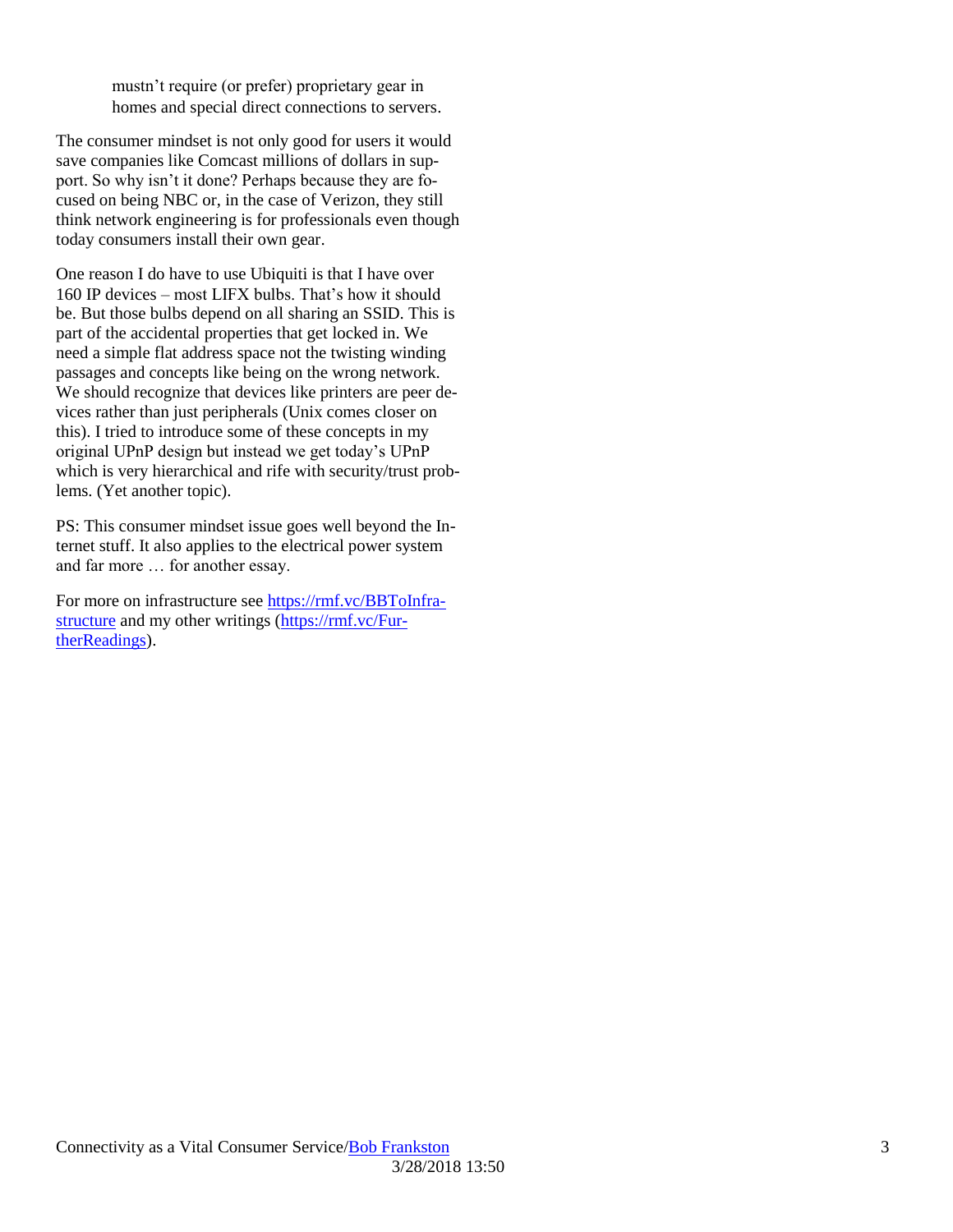mustn't require (or prefer) proprietary gear in homes and special direct connections to servers.

The consumer mindset is not only good for users it would save companies like Comcast millions of dollars in support. So why isn't it done? Perhaps because they are focused on being NBC or, in the case of Verizon, they still think network engineering is for professionals even though today consumers install their own gear.

One reason I do have to use Ubiquiti is that I have over 160 IP devices – most LIFX bulbs. That's how it should be. But those bulbs depend on all sharing an SSID. This is part of the accidental properties that get locked in. We need a simple flat address space not the twisting winding passages and concepts like being on the wrong network. We should recognize that devices like printers are peer devices rather than just peripherals (Unix comes closer on this). I tried to introduce some of these concepts in my original UPnP design but instead we get today's UPnP which is very hierarchical and rife with security/trust problems. (Yet another topic).

PS: This consumer mindset issue goes well beyond the Internet stuff. It also applies to the electrical power system and far more … for another essay.

For more on infrastructure see [https://rmf.vc/BBToInfrastructure](https://rmf.vc/BBToInfrastructure) and my other writings ([https://rmf.vc/FurtherReadings](https://rmf.vc/FurtherReadings)).